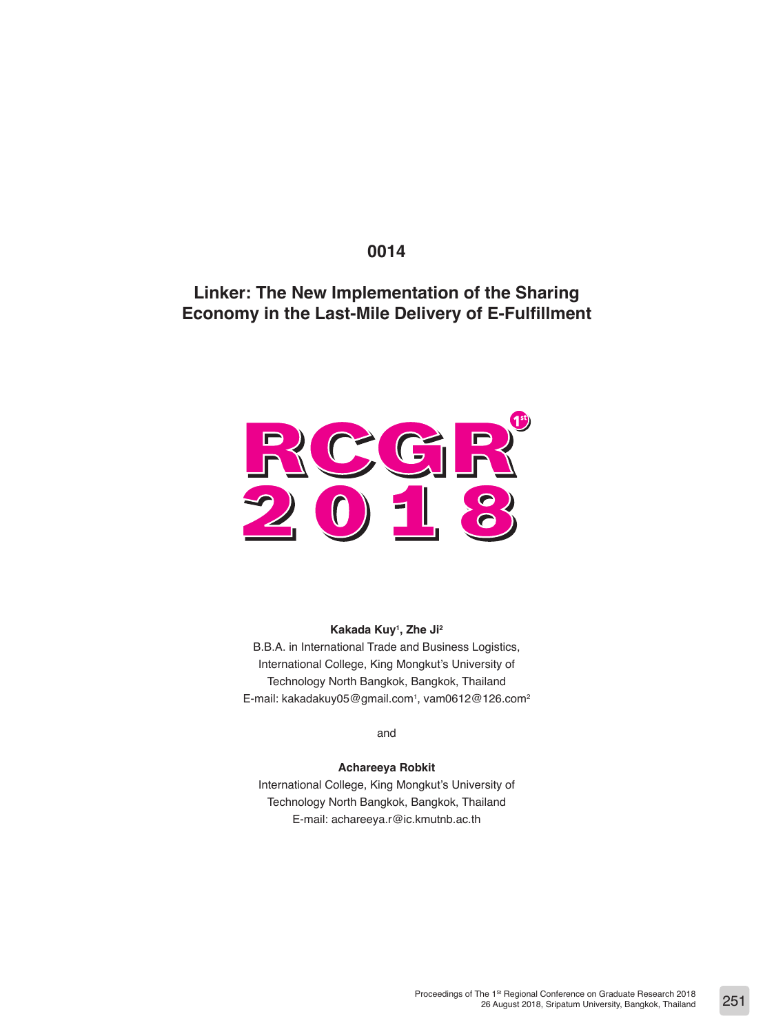0014

# Linker: The New Implementation of the Sharing Economy in the Last-Mile Delivery of E-Fulfillment

RCGR[1st]
2018

**Kakada Kuy[1], Zhe Ji[2]**

B.B.A. in International Trade and Business Logistics,
International College, King Mongkut's University of
Technology North Bangkok, Bangkok, Thailand
E-mail: kakadakuy05@gmail.com[1], vam0612@126.com[2]

and

**Achareeya Robkit**

International College, King Mongkut's University of
Technology North Bangkok, Bangkok, Thailand
E-mail: achareeya.r@ic.kmutnb.ac.th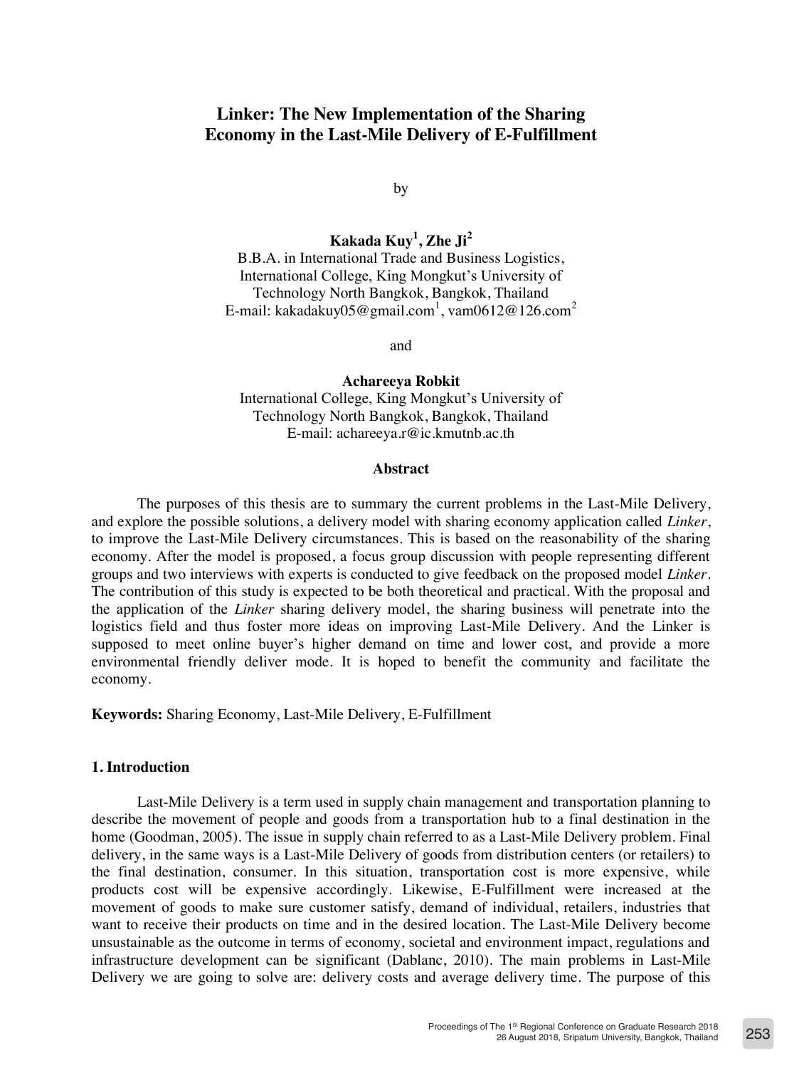# Linker: The New Implementation of the Sharing Economy in the Last-Mile Delivery of E-Fulfillment

by

**Kakada Kuy[1], Zhe Ji[2]**
B.B.A. in International Trade and Business Logistics,
International College, King Mongkut's University of
Technology North Bangkok, Bangkok, Thailand
E-mail: kakadakuy05@gmail.com[1], vam0612@126.com[2]

and

**Achareeya Robkit**
International College, King Mongkut's University of
Technology North Bangkok, Bangkok, Thailand
E-mail: achareeya.r@ic.kmutnb.ac.th

## Abstract

The purposes of this thesis are to summary the current problems in the Last-Mile Delivery, and explore the possible solutions, a delivery model with sharing economy application called *Linker*, to improve the Last-Mile Delivery circumstances. This is based on the reasonability of the sharing economy. After the model is proposed, a focus group discussion with people representing different groups and two interviews with experts is conducted to give feedback on the proposed model *Linker*. The contribution of this study is expected to be both theoretical and practical. With the proposal and the application of the *Linker* sharing delivery model, the sharing business will penetrate into the logistics field and thus foster more ideas on improving Last-Mile Delivery. And the Linker is supposed to meet online buyer's higher demand on time and lower cost, and provide a more environmental friendly deliver mode. It is hoped to benefit the community and facilitate the economy.

**Keywords:** Sharing Economy, Last-Mile Delivery, E-Fulfillment

## 1. Introduction

Last-Mile Delivery is a term used in supply chain management and transportation planning to describe the movement of people and goods from a transportation hub to a final destination in the home (Goodman, 2005). The issue in supply chain referred to as a Last-Mile Delivery problem. Final delivery, in the same ways is a Last-Mile Delivery of goods from distribution centers (or retailers) to the final destination, consumer. In this situation, transportation cost is more expensive, while products cost will be expensive accordingly. Likewise, E-Fulfillment were increased at the movement of goods to make sure customer satisfy, demand of individual, retailers, industries that want to receive their products on time and in the desired location. The Last-Mile Delivery become unsustainable as the outcome in terms of economy, societal and environment impact, regulations and infrastructure development can be significant (Dablanc, 2010). The main problems in Last-Mile Delivery we are going to solve are: delivery costs and average delivery time. The purpose of this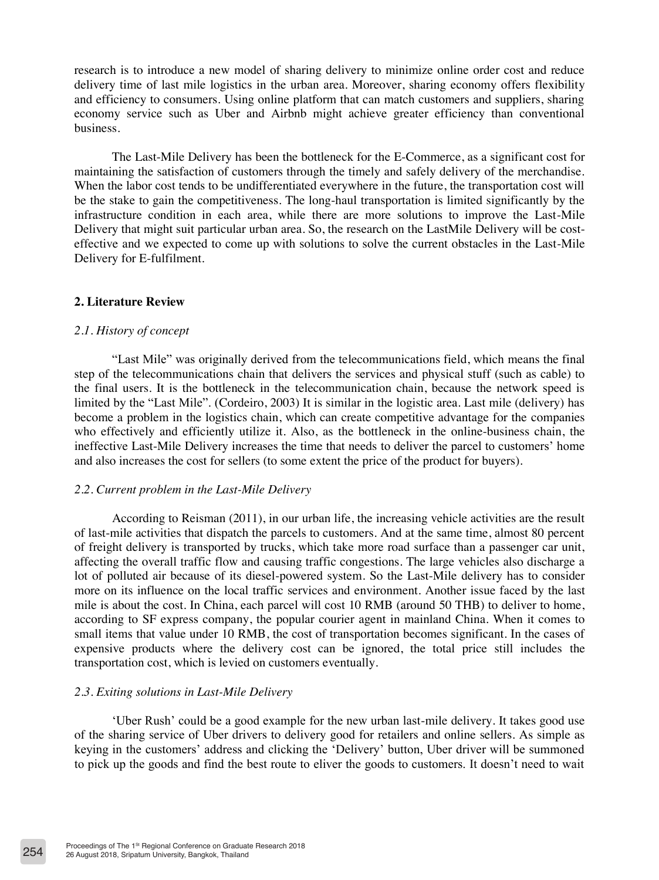research is to introduce a new model of sharing delivery to minimize online order cost and reduce delivery time of last mile logistics in the urban area. Moreover, sharing economy offers flexibility and efficiency to consumers. Using online platform that can match customers and suppliers, sharing economy service such as Uber and Airbnb might achieve greater efficiency than conventional business.

The Last-Mile Delivery has been the bottleneck for the E-Commerce, as a significant cost for maintaining the satisfaction of customers through the timely and safely delivery of the merchandise. When the labor cost tends to be undifferentiated everywhere in the future, the transportation cost will be the stake to gain the competitiveness. The long-haul transportation is limited significantly by the infrastructure condition in each area, while there are more solutions to improve the Last-Mile Delivery that might suit particular urban area. So, the research on the LastMile Delivery will be cost-effective and we expected to come up with solutions to solve the current obstacles in the Last-Mile Delivery for E-fulfilment.

## 2. Literature Review

### *2.1. History of concept*

"Last Mile" was originally derived from the telecommunications field, which means the final step of the telecommunications chain that delivers the services and physical stuff (such as cable) to the final users. It is the bottleneck in the telecommunication chain, because the network speed is limited by the "Last Mile". (Cordeiro, 2003) It is similar in the logistic area. Last mile (delivery) has become a problem in the logistics chain, which can create competitive advantage for the companies who effectively and efficiently utilize it. Also, as the bottleneck in the online-business chain, the ineffective Last-Mile Delivery increases the time that needs to deliver the parcel to customers' home and also increases the cost for sellers (to some extent the price of the product for buyers).

### *2.2. Current problem in the Last-Mile Delivery*

According to Reisman (2011), in our urban life, the increasing vehicle activities are the result of last-mile activities that dispatch the parcels to customers. And at the same time, almost 80 percent of freight delivery is transported by trucks, which take more road surface than a passenger car unit, affecting the overall traffic flow and causing traffic congestions. The large vehicles also discharge a lot of polluted air because of its diesel-powered system. So the Last-Mile delivery has to consider more on its influence on the local traffic services and environment. Another issue faced by the last mile is about the cost. In China, each parcel will cost 10 RMB (around 50 THB) to deliver to home, according to SF express company, the popular courier agent in mainland China. When it comes to small items that value under 10 RMB, the cost of transportation becomes significant. In the cases of expensive products where the delivery cost can be ignored, the total price still includes the transportation cost, which is levied on customers eventually.

### *2.3. Exiting solutions in Last-Mile Delivery*

'Uber Rush' could be a good example for the new urban last-mile delivery. It takes good use of the sharing service of Uber drivers to delivery good for retailers and online sellers. As simple as keying in the customers' address and clicking the 'Delivery' button, Uber driver will be summoned to pick up the goods and find the best route to eliver the goods to customers. It doesn't need to wait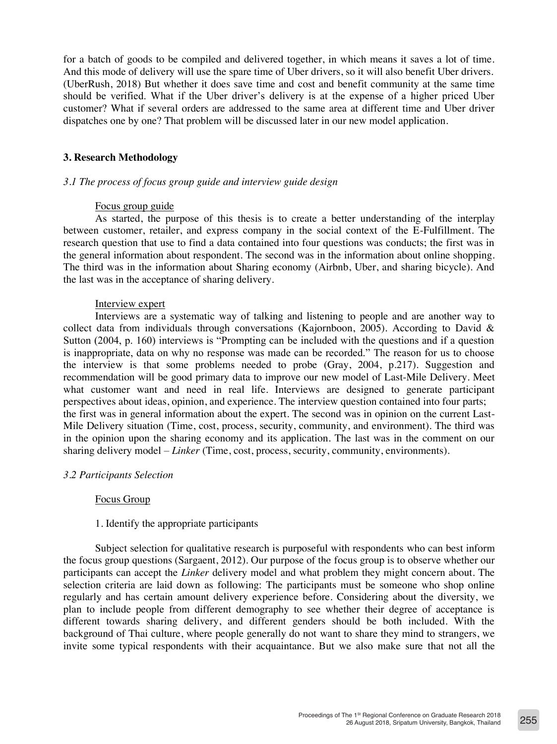for a batch of goods to be compiled and delivered together, in which means it saves a lot of time. And this mode of delivery will use the spare time of Uber drivers, so it will also benefit Uber drivers. (UberRush, 2018) But whether it does save time and cost and benefit community at the same time should be verified. What if the Uber driver's delivery is at the expense of a higher priced Uber customer? What if several orders are addressed to the same area at different time and Uber driver dispatches one by one? That problem will be discussed later in our new model application.

## 3. Research Methodology

### *3.1 The process of focus group guide and interview guide design*

Focus group guide

As started, the purpose of this thesis is to create a better understanding of the interplay between customer, retailer, and express company in the social context of the E-Fulfillment. The research question that use to find a data contained into four questions was conducts; the first was in the general information about respondent. The second was in the information about online shopping. The third was in the information about Sharing economy (Airbnb, Uber, and sharing bicycle). And the last was in the acceptance of sharing delivery.

Interview expert

Interviews are a systematic way of talking and listening to people and are another way to collect data from individuals through conversations (Kajornboon, 2005). According to David & Sutton (2004, p. 160) interviews is "Prompting can be included with the questions and if a question is inappropriate, data on why no response was made can be recorded." The reason for us to choose the interview is that some problems needed to probe (Gray, 2004, p.217). Suggestion and recommendation will be good primary data to improve our new model of Last-Mile Delivery. Meet what customer want and need in real life. Interviews are designed to generate participant perspectives about ideas, opinion, and experience. The interview question contained into four parts; the first was in general information about the expert. The second was in opinion on the current Last-Mile Delivery situation (Time, cost, process, security, community, and environment). The third was in the opinion upon the sharing economy and its application. The last was in the comment on our sharing delivery model – *Linker* (Time, cost, process, security, community, environments).

### *3.2 Participants Selection*

Focus Group

1. Identify the appropriate participants

Subject selection for qualitative research is purposeful with respondents who can best inform the focus group questions (Sargaent, 2012). Our purpose of the focus group is to observe whether our participants can accept the *Linker* delivery model and what problem they might concern about. The selection criteria are laid down as following: The participants must be someone who shop online regularly and has certain amount delivery experience before. Considering about the diversity, we plan to include people from different demography to see whether their degree of acceptance is different towards sharing delivery, and different genders should be both included. With the background of Thai culture, where people generally do not want to share they mind to strangers, we invite some typical respondents with their acquaintance. But we also make sure that not all the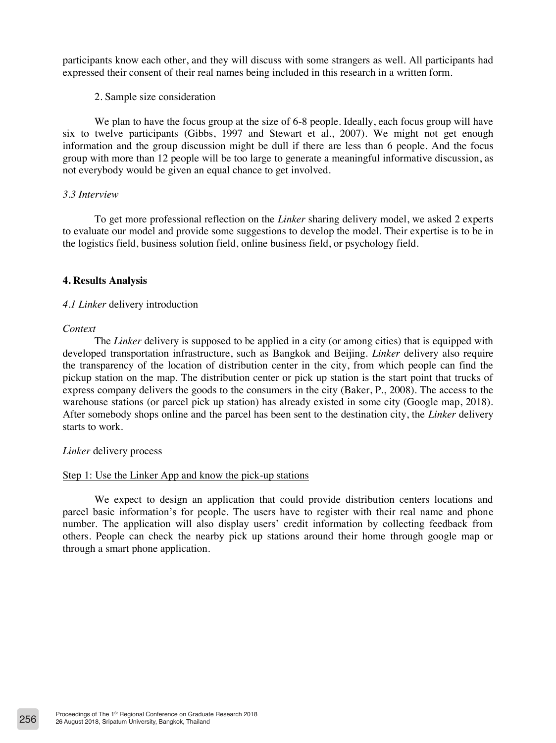participants know each other, and they will discuss with some strangers as well. All participants had expressed their consent of their real names being included in this research in a written form.

2. Sample size consideration

We plan to have the focus group at the size of 6-8 people. Ideally, each focus group will have six to twelve participants (Gibbs, 1997 and Stewart et al., 2007). We might not get enough information and the group discussion might be dull if there are less than 6 people. And the focus group with more than 12 people will be too large to generate a meaningful informative discussion, as not everybody would be given an equal chance to get involved.

*3.3 Interview*

To get more professional reflection on the *Linker* sharing delivery model, we asked 2 experts to evaluate our model and provide some suggestions to develop the model. Their expertise is to be in the logistics field, business solution field, online business field, or psychology field.

## 4. Results Analysis

### *4.1 Linker* delivery introduction

*Context*

The *Linker* delivery is supposed to be applied in a city (or among cities) that is equipped with developed transportation infrastructure, such as Bangkok and Beijing. *Linker* delivery also require the transparency of the location of distribution center in the city, from which people can find the pickup station on the map. The distribution center or pick up station is the start point that trucks of express company delivers the goods to the consumers in the city (Baker, P., 2008). The access to the warehouse stations (or parcel pick up station) has already existed in some city (Google map, 2018). After somebody shops online and the parcel has been sent to the destination city, the *Linker* delivery starts to work.

*Linker* delivery process

<u>Step 1: Use the Linker App and know the pick-up stations</u>

We expect to design an application that could provide distribution centers locations and parcel basic information's for people. The users have to register with their real name and phone number. The application will also display users' credit information by collecting feedback from others. People can check the nearby pick up stations around their home through google map or through a smart phone application.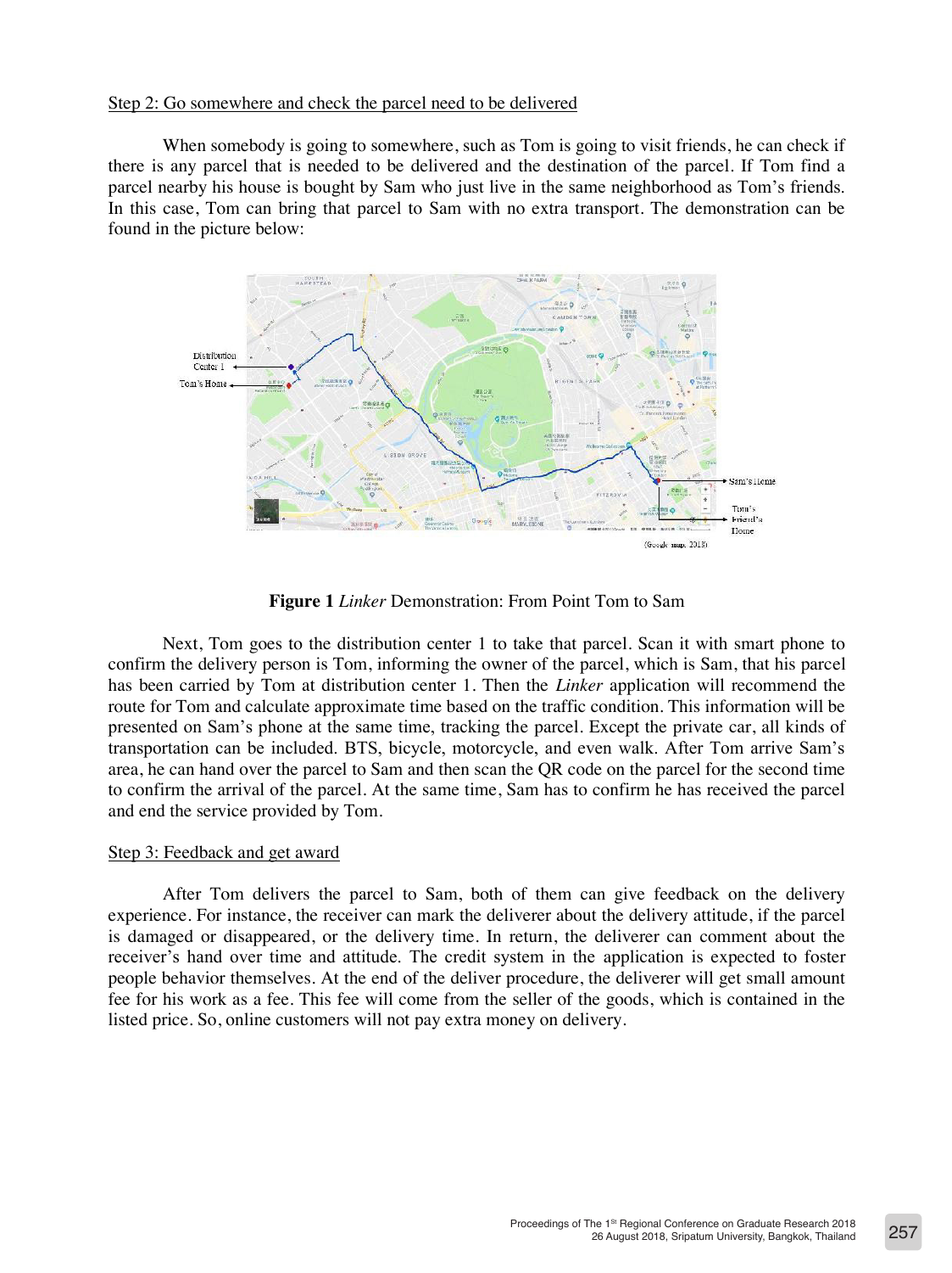Step 2: Go somewhere and check the parcel need to be delivered

When somebody is going to somewhere, such as Tom is going to visit friends, he can check if there is any parcel that is needed to be delivered and the destination of the parcel. If Tom find a parcel nearby his house is bought by Sam who just live in the same neighborhood as Tom's friends. In this case, Tom can bring that parcel to Sam with no extra transport. The demonstration can be found in the picture below:

**Figure 1** *Linker* Demonstration: From Point Tom to Sam

Next, Tom goes to the distribution center 1 to take that parcel. Scan it with smart phone to confirm the delivery person is Tom, informing the owner of the parcel, which is Sam, that his parcel has been carried by Tom at distribution center 1. Then the *Linker* application will recommend the route for Tom and calculate approximate time based on the traffic condition. This information will be presented on Sam's phone at the same time, tracking the parcel. Except the private car, all kinds of transportation can be included. BTS, bicycle, motorcycle, and even walk. After Tom arrive Sam's area, he can hand over the parcel to Sam and then scan the QR code on the parcel for the second time to confirm the arrival of the parcel. At the same time, Sam has to confirm he has received the parcel and end the service provided by Tom.

Step 3: Feedback and get award

After Tom delivers the parcel to Sam, both of them can give feedback on the delivery experience. For instance, the receiver can mark the deliverer about the delivery attitude, if the parcel is damaged or disappeared, or the delivery time. In return, the deliverer can comment about the receiver's hand over time and attitude. The credit system in the application is expected to foster people behavior themselves. At the end of the deliver procedure, the deliverer will get small amount fee for his work as a fee. This fee will come from the seller of the goods, which is contained in the listed price. So, online customers will not pay extra money on delivery.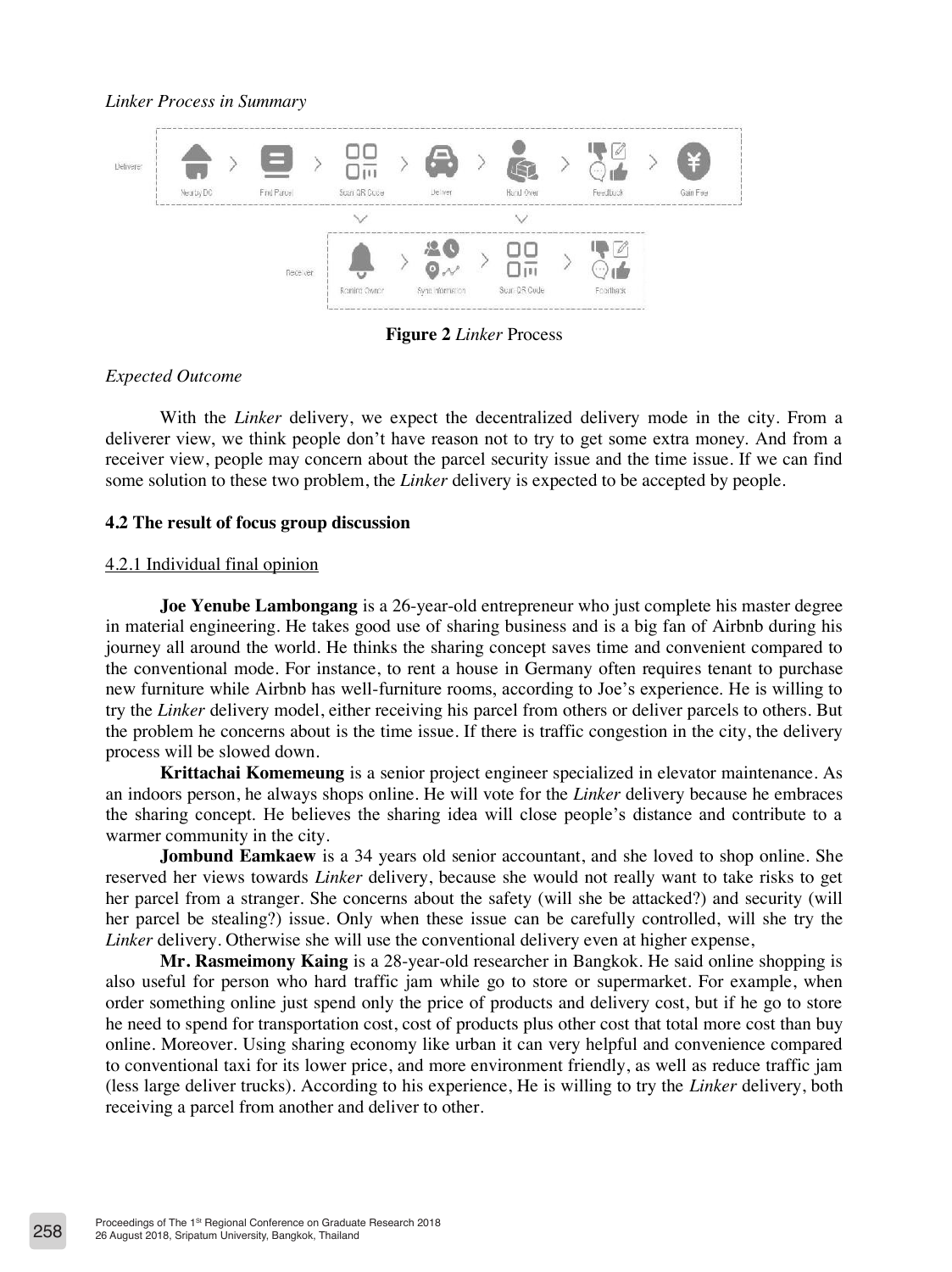*Linker Process in Summary*

Figure 2 *Linker* Process

*Expected Outcome*

With the *Linker* delivery, we expect the decentralized delivery mode in the city. From a deliverer view, we think people don't have reason not to try to get some extra money. And from a receiver view, people may concern about the parcel security issue and the time issue. If we can find some solution to these two problem, the *Linker* delivery is expected to be accepted by people.

**4.2 The result of focus group discussion**

4.2.1 Individual final opinion

**Joe Yenube Lambongang** is a 26-year-old entrepreneur who just complete his master degree in material engineering. He takes good use of sharing business and is a big fan of Airbnb during his journey all around the world. He thinks the sharing concept saves time and convenient compared to the conventional mode. For instance, to rent a house in Germany often requires tenant to purchase new furniture while Airbnb has well-furniture rooms, according to Joe's experience. He is willing to try the *Linker* delivery model, either receiving his parcel from others or deliver parcels to others. But the problem he concerns about is the time issue. If there is traffic congestion in the city, the delivery process will be slowed down.

**Krittachai Komemeung** is a senior project engineer specialized in elevator maintenance. As an indoors person, he always shops online. He will vote for the *Linker* delivery because he embraces the sharing concept. He believes the sharing idea will close people's distance and contribute to a warmer community in the city.

**Jombund Eamkaew** is a 34 years old senior accountant, and she loved to shop online. She reserved her views towards *Linker* delivery, because she would not really want to take risks to get her parcel from a stranger. She concerns about the safety (will she be attacked?) and security (will her parcel be stealing?) issue. Only when these issue can be carefully controlled, will she try the *Linker* delivery. Otherwise she will use the conventional delivery even at higher expense,

**Mr. Rasmeimony Kaing** is a 28-year-old researcher in Bangkok. He said online shopping is also useful for person who hard traffic jam while go to store or supermarket. For example, when order something online just spend only the price of products and delivery cost, but if he go to store he need to spend for transportation cost, cost of products plus other cost that total more cost than buy online. Moreover. Using sharing economy like urban it can very helpful and convenience compared to conventional taxi for its lower price, and more environment friendly, as well as reduce traffic jam (less large deliver trucks). According to his experience, He is willing to try the *Linker* delivery, both receiving a parcel from another and deliver to other.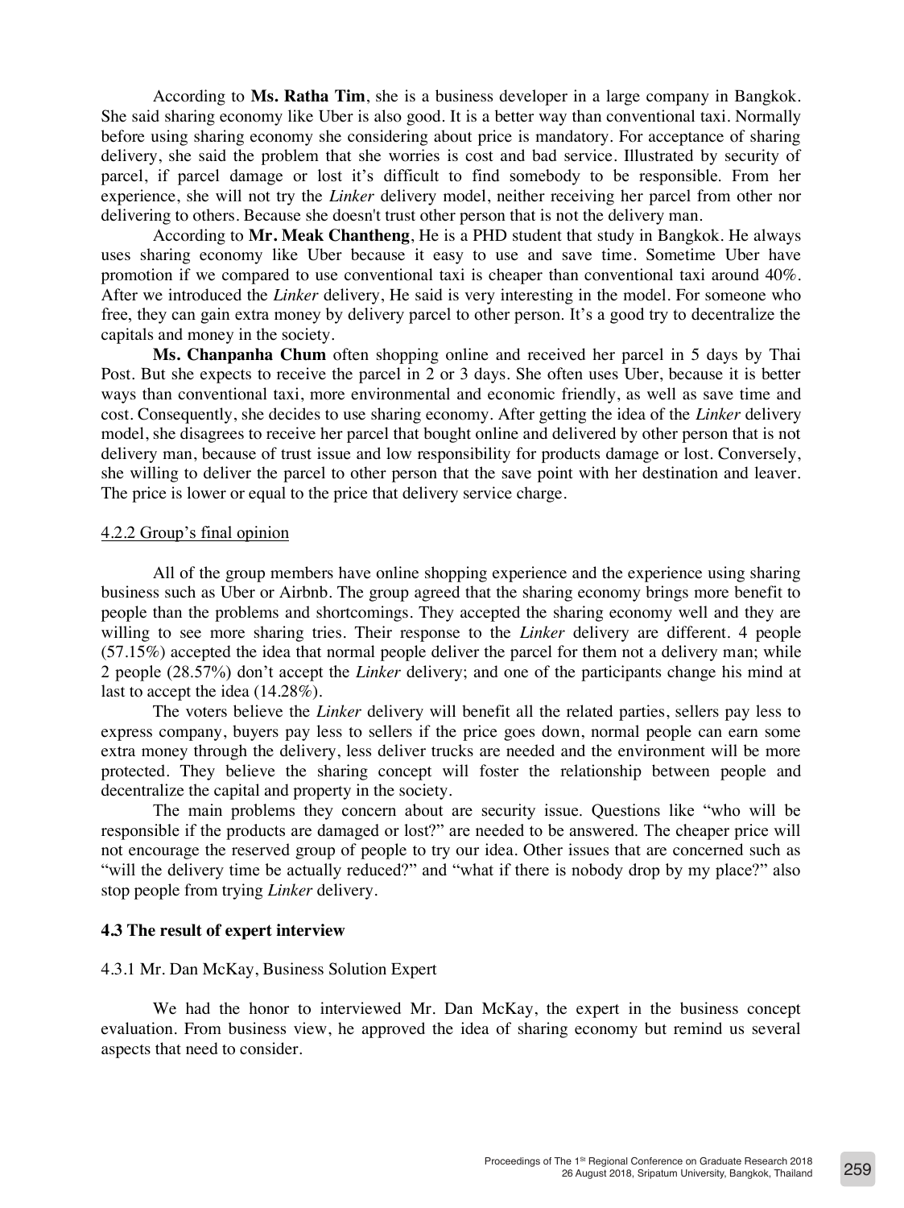According to **Ms. Ratha Tim**, she is a business developer in a large company in Bangkok. She said sharing economy like Uber is also good. It is a better way than conventional taxi. Normally before using sharing economy she considering about price is mandatory. For acceptance of sharing delivery, she said the problem that she worries is cost and bad service. Illustrated by security of parcel, if parcel damage or lost it's difficult to find somebody to be responsible. From her experience, she will not try the *Linker* delivery model, neither receiving her parcel from other nor delivering to others. Because she doesn't trust other person that is not the delivery man.

According to **Mr. Meak Chantheng**, He is a PHD student that study in Bangkok. He always uses sharing economy like Uber because it easy to use and save time. Sometime Uber have promotion if we compared to use conventional taxi is cheaper than conventional taxi around 40%. After we introduced the *Linker* delivery, He said is very interesting in the model. For someone who free, they can gain extra money by delivery parcel to other person. It's a good try to decentralize the capitals and money in the society.

**Ms. Chanpanha Chum** often shopping online and received her parcel in 5 days by Thai Post. But she expects to receive the parcel in 2 or 3 days. She often uses Uber, because it is better ways than conventional taxi, more environmental and economic friendly, as well as save time and cost. Consequently, she decides to use sharing economy. After getting the idea of the *Linker* delivery model, she disagrees to receive her parcel that bought online and delivered by other person that is not delivery man, because of trust issue and low responsibility for products damage or lost. Conversely, she willing to deliver the parcel to other person that the save point with her destination and leaver. The price is lower or equal to the price that delivery service charge.

4.2.2 Group's final opinion

All of the group members have online shopping experience and the experience using sharing business such as Uber or Airbnb. The group agreed that the sharing economy brings more benefit to people than the problems and shortcomings. They accepted the sharing economy well and they are willing to see more sharing tries. Their response to the *Linker* delivery are different. 4 people (57.15%) accepted the idea that normal people deliver the parcel for them not a delivery man; while 2 people (28.57%) don't accept the *Linker* delivery; and one of the participants change his mind at last to accept the idea (14.28%).

The voters believe the *Linker* delivery will benefit all the related parties, sellers pay less to express company, buyers pay less to sellers if the price goes down, normal people can earn some extra money through the delivery, less deliver trucks are needed and the environment will be more protected. They believe the sharing concept will foster the relationship between people and decentralize the capital and property in the society.

The main problems they concern about are security issue. Questions like "who will be responsible if the products are damaged or lost?" are needed to be answered. The cheaper price will not encourage the reserved group of people to try our idea. Other issues that are concerned such as "will the delivery time be actually reduced?" and "what if there is nobody drop by my place?" also stop people from trying *Linker* delivery.

### 4.3 The result of expert interview

4.3.1 Mr. Dan McKay, Business Solution Expert

We had the honor to interviewed Mr. Dan McKay, the expert in the business concept evaluation. From business view, he approved the idea of sharing economy but remind us several aspects that need to consider.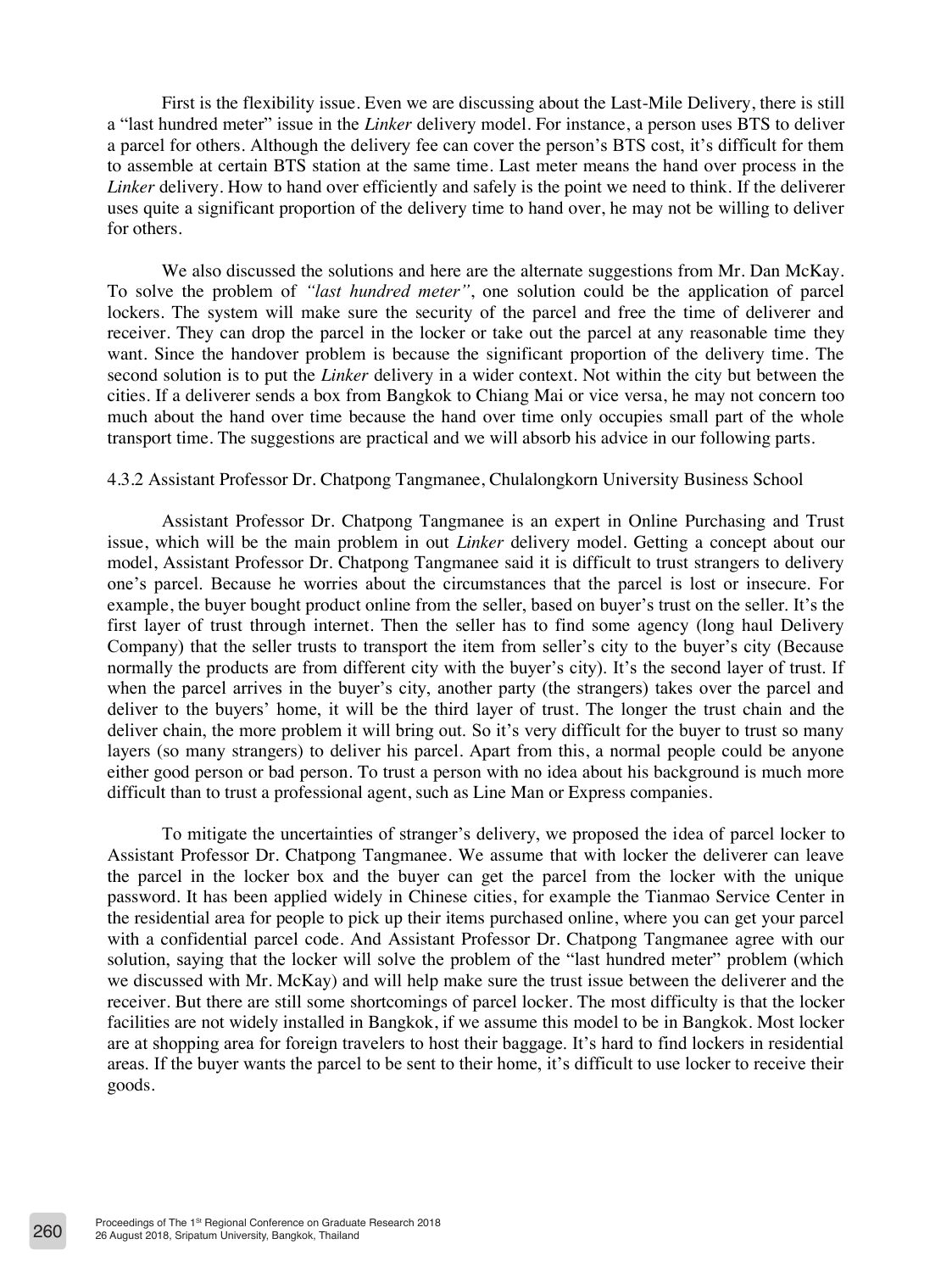First is the flexibility issue. Even we are discussing about the Last-Mile Delivery, there is still a "last hundred meter" issue in the *Linker* delivery model. For instance, a person uses BTS to deliver a parcel for others. Although the delivery fee can cover the person's BTS cost, it's difficult for them to assemble at certain BTS station at the same time. Last meter means the hand over process in the *Linker* delivery. How to hand over efficiently and safely is the point we need to think. If the deliverer uses quite a significant proportion of the delivery time to hand over, he may not be willing to deliver for others.

We also discussed the solutions and here are the alternate suggestions from Mr. Dan McKay. To solve the problem of *"last hundred meter"*, one solution could be the application of parcel lockers. The system will make sure the security of the parcel and free the time of deliverer and receiver. They can drop the parcel in the locker or take out the parcel at any reasonable time they want. Since the handover problem is because the significant proportion of the delivery time. The second solution is to put the *Linker* delivery in a wider context. Not within the city but between the cities. If a deliverer sends a box from Bangkok to Chiang Mai or vice versa, he may not concern too much about the hand over time because the hand over time only occupies small part of the whole transport time. The suggestions are practical and we will absorb his advice in our following parts.

4.3.2 Assistant Professor Dr. Chatpong Tangmanee, Chulalongkorn University Business School

Assistant Professor Dr. Chatpong Tangmanee is an expert in Online Purchasing and Trust issue, which will be the main problem in out *Linker* delivery model. Getting a concept about our model, Assistant Professor Dr. Chatpong Tangmanee said it is difficult to trust strangers to delivery one's parcel. Because he worries about the circumstances that the parcel is lost or insecure. For example, the buyer bought product online from the seller, based on buyer's trust on the seller. It's the first layer of trust through internet. Then the seller has to find some agency (long haul Delivery Company) that the seller trusts to transport the item from seller's city to the buyer's city (Because normally the products are from different city with the buyer's city). It's the second layer of trust. If when the parcel arrives in the buyer's city, another party (the strangers) takes over the parcel and deliver to the buyers' home, it will be the third layer of trust. The longer the trust chain and the deliver chain, the more problem it will bring out. So it's very difficult for the buyer to trust so many layers (so many strangers) to deliver his parcel. Apart from this, a normal people could be anyone either good person or bad person. To trust a person with no idea about his background is much more difficult than to trust a professional agent, such as Line Man or Express companies.

To mitigate the uncertainties of stranger's delivery, we proposed the idea of parcel locker to Assistant Professor Dr. Chatpong Tangmanee. We assume that with locker the deliverer can leave the parcel in the locker box and the buyer can get the parcel from the locker with the unique password. It has been applied widely in Chinese cities, for example the Tianmao Service Center in the residential area for people to pick up their items purchased online, where you can get your parcel with a confidential parcel code. And Assistant Professor Dr. Chatpong Tangmanee agree with our solution, saying that the locker will solve the problem of the "last hundred meter" problem (which we discussed with Mr. McKay) and will help make sure the trust issue between the deliverer and the receiver. But there are still some shortcomings of parcel locker. The most difficulty is that the locker facilities are not widely installed in Bangkok, if we assume this model to be in Bangkok. Most locker are at shopping area for foreign travelers to host their baggage. It's hard to find lockers in residential areas. If the buyer wants the parcel to be sent to their home, it's difficult to use locker to receive their goods.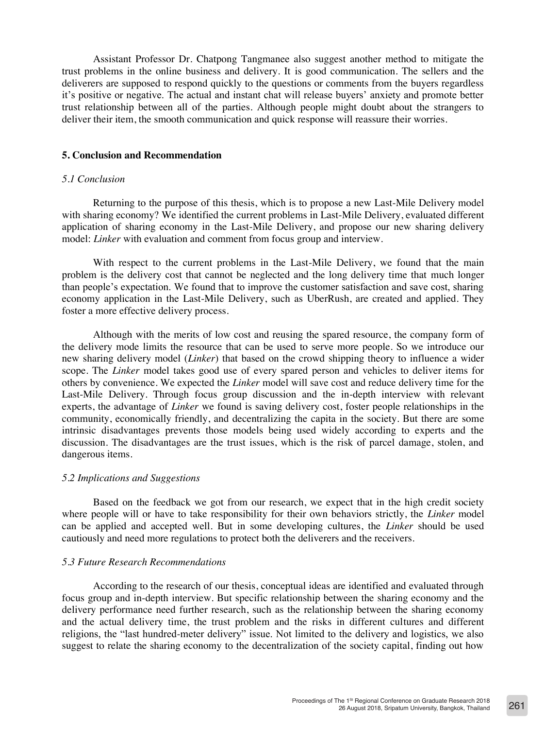Assistant Professor Dr. Chatpong Tangmanee also suggest another method to mitigate the trust problems in the online business and delivery. It is good communication. The sellers and the deliverers are supposed to respond quickly to the questions or comments from the buyers regardless it's positive or negative. The actual and instant chat will release buyers' anxiety and promote better trust relationship between all of the parties. Although people might doubt about the strangers to deliver their item, the smooth communication and quick response will reassure their worries.

## 5. Conclusion and Recommendation

### *5.1 Conclusion*

Returning to the purpose of this thesis, which is to propose a new Last-Mile Delivery model with sharing economy? We identified the current problems in Last-Mile Delivery, evaluated different application of sharing economy in the Last-Mile Delivery, and propose our new sharing delivery model: *Linker* with evaluation and comment from focus group and interview.

With respect to the current problems in the Last-Mile Delivery, we found that the main problem is the delivery cost that cannot be neglected and the long delivery time that much longer than people's expectation. We found that to improve the customer satisfaction and save cost, sharing economy application in the Last-Mile Delivery, such as UberRush, are created and applied. They foster a more effective delivery process.

Although with the merits of low cost and reusing the spared resource, the company form of the delivery mode limits the resource that can be used to serve more people. So we introduce our new sharing delivery model (*Linker*) that based on the crowd shipping theory to influence a wider scope. The *Linker* model takes good use of every spared person and vehicles to deliver items for others by convenience. We expected the *Linker* model will save cost and reduce delivery time for the Last-Mile Delivery. Through focus group discussion and the in-depth interview with relevant experts, the advantage of *Linker* we found is saving delivery cost, foster people relationships in the community, economically friendly, and decentralizing the capita in the society. But there are some intrinsic disadvantages prevents those models being used widely according to experts and the discussion. The disadvantages are the trust issues, which is the risk of parcel damage, stolen, and dangerous items.

### *5.2 Implications and Suggestions*

Based on the feedback we got from our research, we expect that in the high credit society where people will or have to take responsibility for their own behaviors strictly, the *Linker* model can be applied and accepted well. But in some developing cultures, the *Linker* should be used cautiously and need more regulations to protect both the deliverers and the receivers.

### *5.3 Future Research Recommendations*

According to the research of our thesis, conceptual ideas are identified and evaluated through focus group and in-depth interview. But specific relationship between the sharing economy and the delivery performance need further research, such as the relationship between the sharing economy and the actual delivery time, the trust problem and the risks in different cultures and different religions, the "last hundred-meter delivery" issue. Not limited to the delivery and logistics, we also suggest to relate the sharing economy to the decentralization of the society capital, finding out how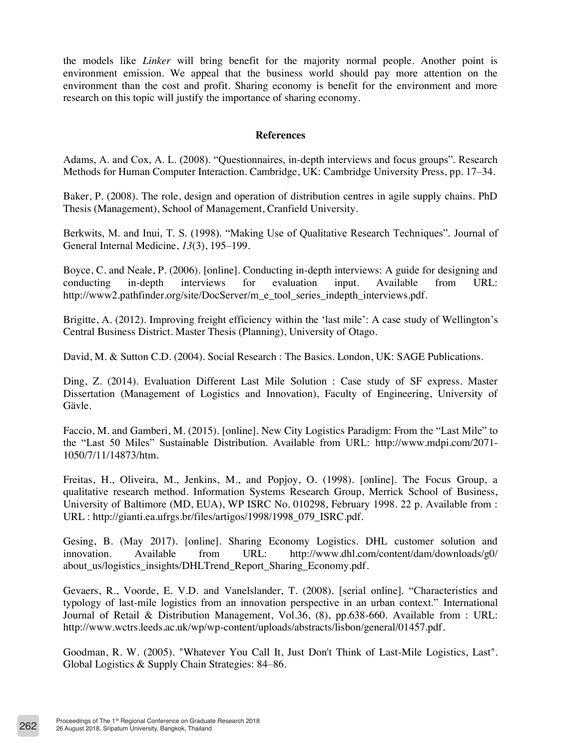the models like *Linker* will bring benefit for the majority normal people. Another point is environment emission. We appeal that the business world should pay more attention on the environment than the cost and profit. Sharing economy is benefit for the environment and more research on this topic will justify the importance of sharing economy.

## References

Adams, A. and Cox, A. L. (2008). “Questionnaires, in-depth interviews and focus groups”. Research Methods for Human Computer Interaction. Cambridge, UK: Cambridge University Press, pp. 17–34.

Baker, P. (2008). The role, design and operation of distribution centres in agile supply chains. PhD Thesis (Management), School of Management, Cranfield University.

Berkwits, M. and Inui, T. S. (1998). “Making Use of Qualitative Research Techniques”. Journal of General Internal Medicine, *13*(3), 195–199.

Boyce, C. and Neale, P. (2006). [online]. Conducting in-depth interviews: A guide for designing and conducting in-depth interviews for evaluation input. Available from URL: http://www2.pathfinder.org/site/DocServer/m_e_tool_series_indepth_interviews.pdf.

Brigitte, A. (2012). Improving freight efficiency within the ‘last mile’: A case study of Wellington’s Central Business District. Master Thesis (Planning), University of Otago.

David, M. & Sutton C.D. (2004). Social Research : The Basics. London, UK: SAGE Publications.

Ding, Z. (2014). Evaluation Different Last Mile Solution : Case study of SF express. Master Dissertation (Management of Logistics and Innovation), Faculty of Engineering, University of Gävle.

Faccio, M. and Gamberi, M. (2015). [online]. New City Logistics Paradigm: From the “Last Mile” to the “Last 50 Miles” Sustainable Distribution. Available from URL: http://www.mdpi.com/2071-1050/7/11/14873/htm.

Freitas, H., Oliveira, M., Jenkins, M., and Popjoy, O. (1998). [online]. The Focus Group, a qualitative research method. Information Systems Research Group, Merrick School of Business, University of Baltimore (MD, EUA), WP ISRC No. 010298, February 1998. 22 p. Available from : URL : http://gianti.ea.ufrgs.br/files/artigos/1998/1998_079_ISRC.pdf.

Gesing, B. (May 2017). [online]. Sharing Economy Logistics. DHL customer solution and innovation. Available from URL: http://www.dhl.com/content/dam/downloads/g0/about_us/logistics_insights/DHLTrend_Report_Sharing_Economy.pdf.

Gevaers, R., Voorde, E. V.D. and Vanelslander, T. (2008). [serial online]. “Characteristics and typology of last-mile logistics from an innovation perspective in an urban context.” International Journal of Retail & Distribution Management, Vol.36, (8), pp.638-660. Available from : URL: http://www.wctrs.leeds.ac.uk/wp/wp-content/uploads/abstracts/lisbon/general/01457.pdf.

Goodman, R. W. (2005). "Whatever You Call It, Just Don't Think of Last-Mile Logistics, Last". Global Logistics & Supply Chain Strategies: 84–86.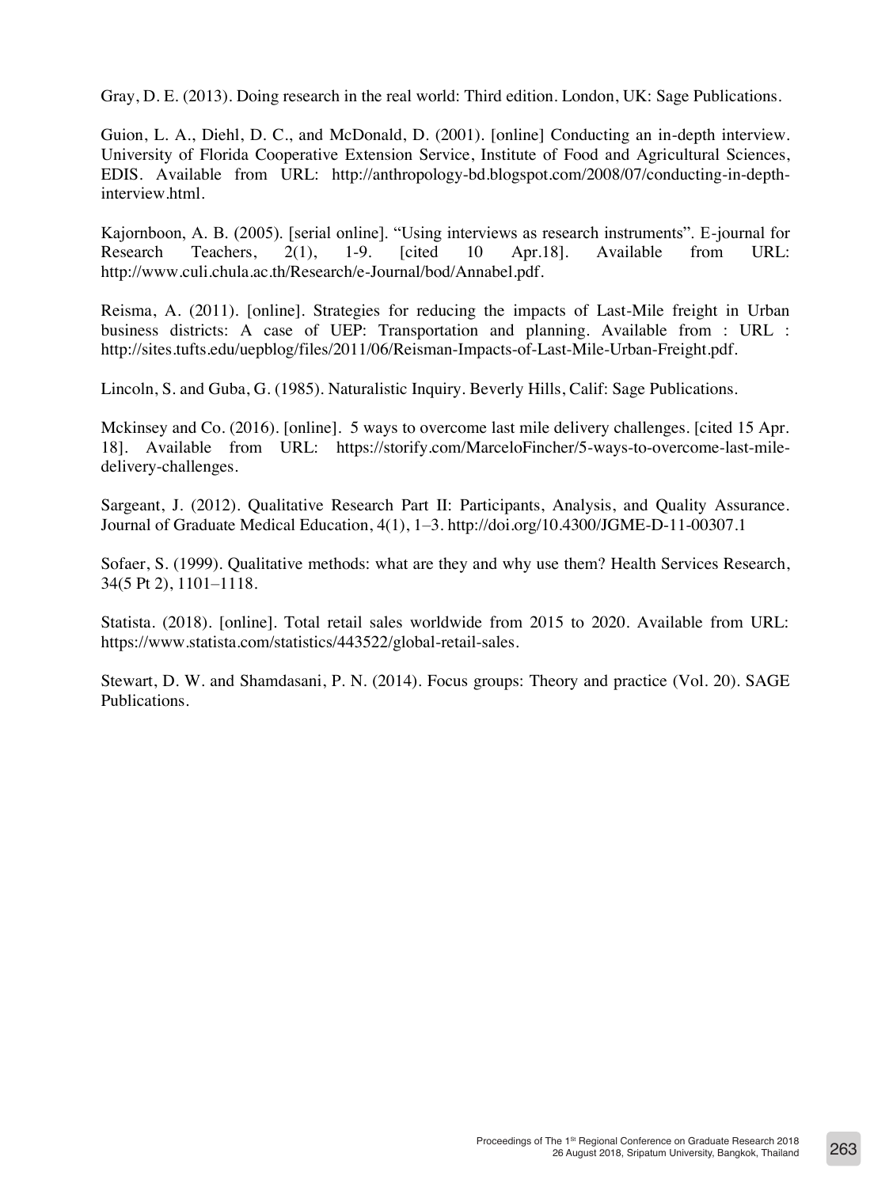Gray, D. E. (2013). Doing research in the real world: Third edition. London, UK: Sage Publications.

Guion, L. A., Diehl, D. C., and McDonald, D. (2001). [online] Conducting an in-depth interview. University of Florida Cooperative Extension Service, Institute of Food and Agricultural Sciences, EDIS. Available from URL: http://anthropology-bd.blogspot.com/2008/07/conducting-in-depth-interview.html.

Kajornboon, A. B. (2005). [serial online]. "Using interviews as research instruments". E-journal for Research Teachers, 2(1), 1-9. [cited 10 Apr.18]. Available from URL: http://www.culi.chula.ac.th/Research/e-Journal/bod/Annabel.pdf.

Reisma, A. (2011). [online]. Strategies for reducing the impacts of Last-Mile freight in Urban business districts: A case of UEP: Transportation and planning. Available from : URL : http://sites.tufts.edu/uepblog/files/2011/06/Reisman-Impacts-of-Last-Mile-Urban-Freight.pdf.

Lincoln, S. and Guba, G. (1985). Naturalistic Inquiry. Beverly Hills, Calif: Sage Publications.

Mckinsey and Co. (2016). [online]. 5 ways to overcome last mile delivery challenges. [cited 15 Apr. 18]. Available from URL: https://storify.com/MarceloFincher/5-ways-to-overcome-last-mile-delivery-challenges.

Sargeant, J. (2012). Qualitative Research Part II: Participants, Analysis, and Quality Assurance. Journal of Graduate Medical Education, 4(1), 1–3. http://doi.org/10.4300/JGME-D-11-00307.1

Sofaer, S. (1999). Qualitative methods: what are they and why use them? Health Services Research, 34(5 Pt 2), 1101–1118.

Statista. (2018). [online]. Total retail sales worldwide from 2015 to 2020. Available from URL: https://www.statista.com/statistics/443522/global-retail-sales.

Stewart, D. W. and Shamdasani, P. N. (2014). Focus groups: Theory and practice (Vol. 20). SAGE Publications.